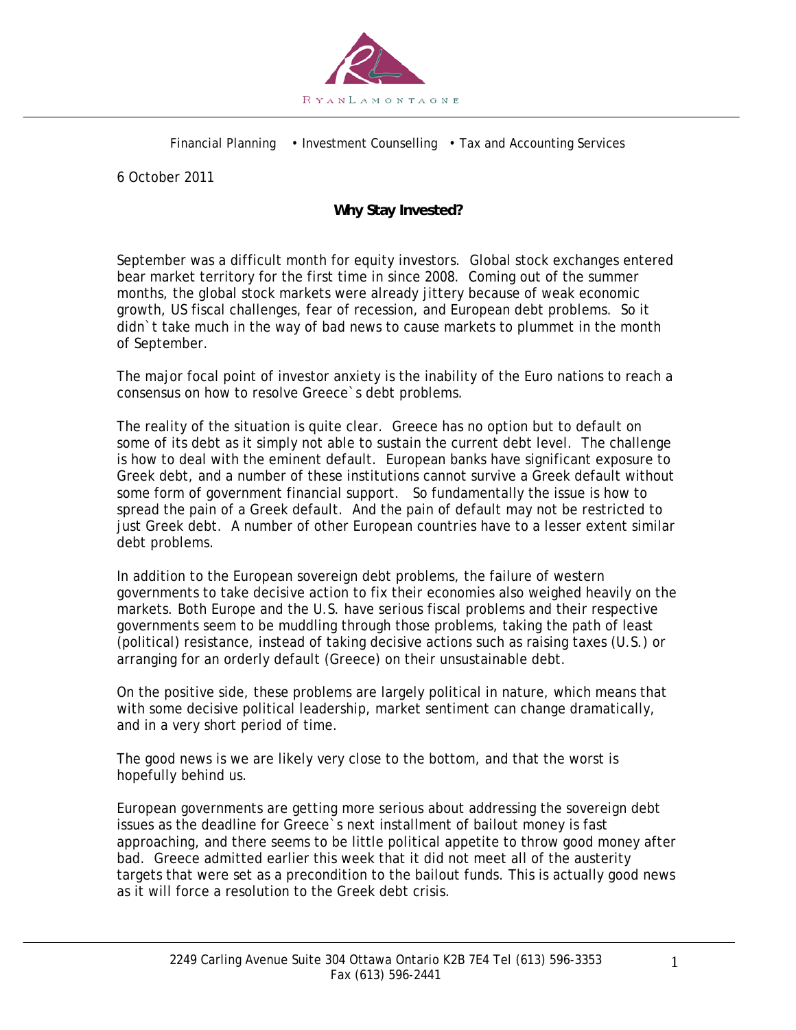RYANLAMONTAGNE

Financial Planning • Investment Counselling • Tax and Accounting Services

6 October 2011

**Why Stay Invested?**

September was a difficult month for equity investors. Global stock exchanges entered bear market territory for the first time in since 2008. Coming out of the summer months, the global stock markets were already jittery because of weak economic growth, US fiscal challenges, fear of recession, and European debt problems. So it didn`t take much in the way of bad news to cause markets to plummet in the month of September.

The major focal point of investor anxiety is the inability of the Euro nations to reach a consensus on how to resolve Greece`s debt problems.

The reality of the situation is quite clear. Greece has no option but to default on some of its debt as it simply not able to sustain the current debt level. The challenge is how to deal with the eminent default. European banks have significant exposure to Greek debt, and a number of these institutions cannot survive a Greek default without some form of government financial support. So fundamentally the issue is how to spread the pain of a Greek default. And the pain of default may not be restricted to just Greek debt. A number of other European countries have to a lesser extent similar debt problems.

In addition to the European sovereign debt problems, the failure of western governments to take decisive action to fix their economies also weighed heavily on the markets. Both Europe and the U.S. have serious fiscal problems and their respective governments seem to be muddling through those problems, taking the path of least (political) resistance, instead of taking decisive actions such as raising taxes (U.S.) or arranging for an orderly default (Greece) on their unsustainable debt.

On the positive side, these problems are largely political in nature, which means that with some decisive political leadership, market sentiment can change dramatically, and in a very short period of time.

The good news is we are likely very close to the bottom, and that the worst is hopefully behind us.

European governments are getting more serious about addressing the sovereign debt issues as the deadline for Greece`s next installment of bailout money is fast approaching, and there seems to be little political appetite to throw good money after bad. Greece admitted earlier this week that it did not meet all of the austerity targets that were set as a precondition to the bailout funds. This is actually good news as it will force a resolution to the Greek debt crisis.

2249 Carling Avenue Suite 304 Ottawa Ontario K2B 7E4 Tel (613) 596-3353 Fax (613) 596-2441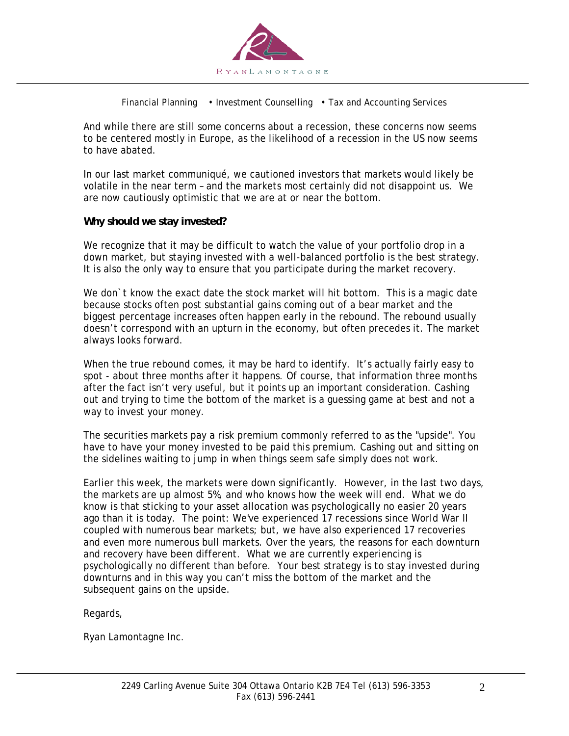And while there are still some concerns about a recession, these concerns now seems to be centered mostly in Europe, as the likelihood of a recession in the US now seems to have abated.

In our last market communiqué, we cautioned investors that markets would likely be volatile in the near term – and the markets most certainly did not disappoint us. We are now cautiously optimistic that we are at or near the bottom.

**Why should we stay invested?**

We recognize that it may be difficult to watch the value of your portfolio drop in a down market, but staying invested with a well-balanced portfolio is the best strategy. It is also the only way to ensure that you participate during the market recovery.

We don`t know the exact date the stock market will hit bottom. This is a magic date because stocks often post substantial gains coming out of a bear market and the biggest percentage increases often happen early in the rebound. The rebound usually doesn't correspond with an upturn in the economy, but often precedes it. The market always looks forward.

When the true rebound comes, it may be hard to identify. It's actually fairly easy to spot - about three months after it happens. Of course, that information three months after the fact isn't very useful, but it points up an important consideration. Cashing out and trying to time the bottom of the market is a guessing game at best and not a way to invest your money.

The securities markets pay a risk premium commonly referred to as the "upside". You have to have your money invested to be paid this premium. Cashing out and sitting on the sidelines waiting to jump in when things seem safe simply does not work.

Earlier this week, the markets were down significantly. However, in the last two days, the markets are up almost 5%, and who knows how the week will end. What we do know is that sticking to your asset allocation was psychologically no easier 20 years ago than it is today. The point: We've experienced 17 recessions since World War II coupled with numerous bear markets; but, we have also experienced 17 recoveries and even more numerous bull markets. Over the years, the reasons for each downturn and recovery have been different. What we are currently experiencing is psychologically no different than before. Your best strategy is to stay invested during downturns and in this way you can't miss the bottom of the market and the subsequent gains on the upside.

Regards,

Ryan Lamontagne Inc.